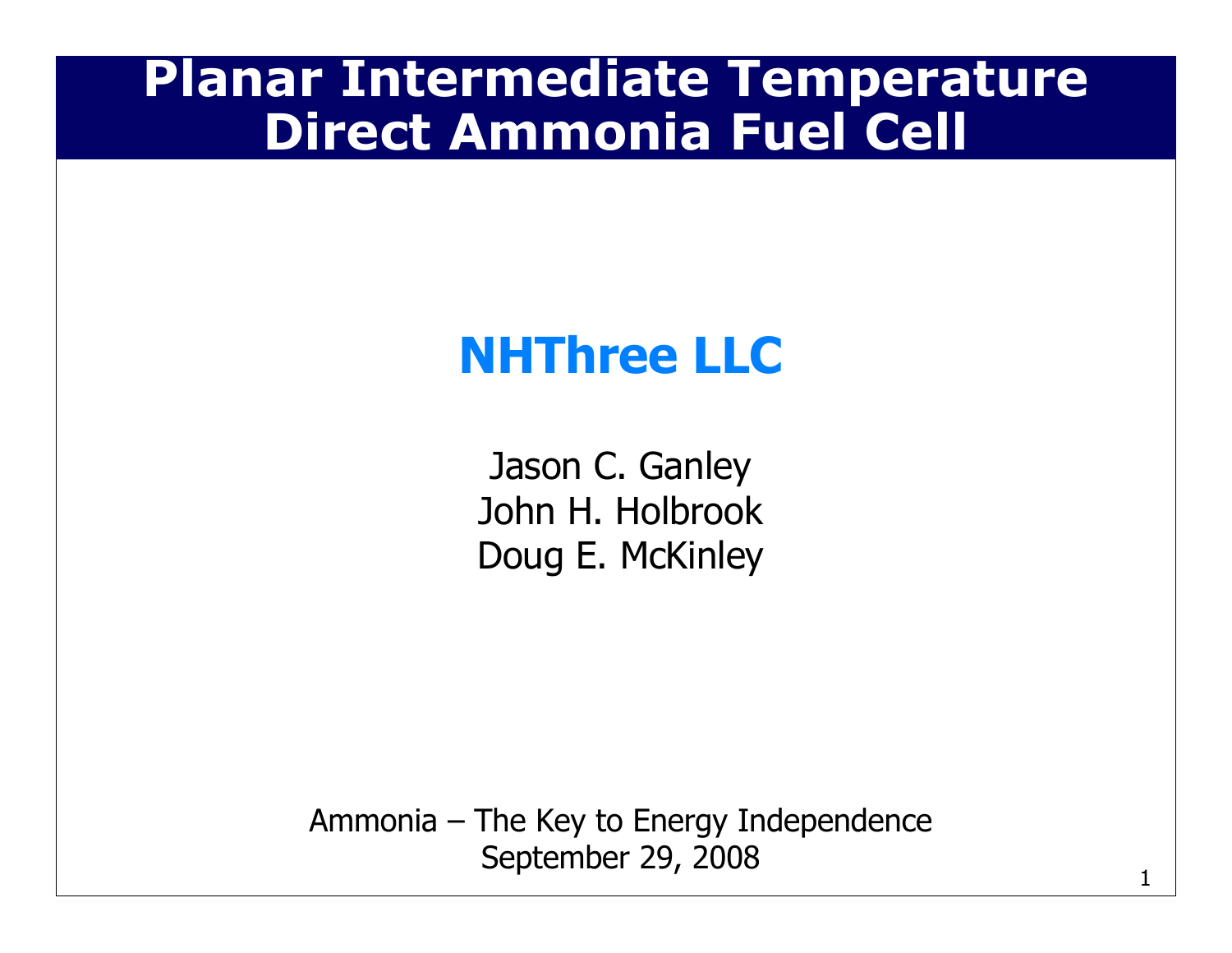# Planar Intermediate Temperature Direct Ammonia Fuel Cell

## NHThree LLC

Jason C. Ganley
John H. Holbrook
Doug E. McKinley

Ammonia – The Key to Energy Independence
September 29, 2008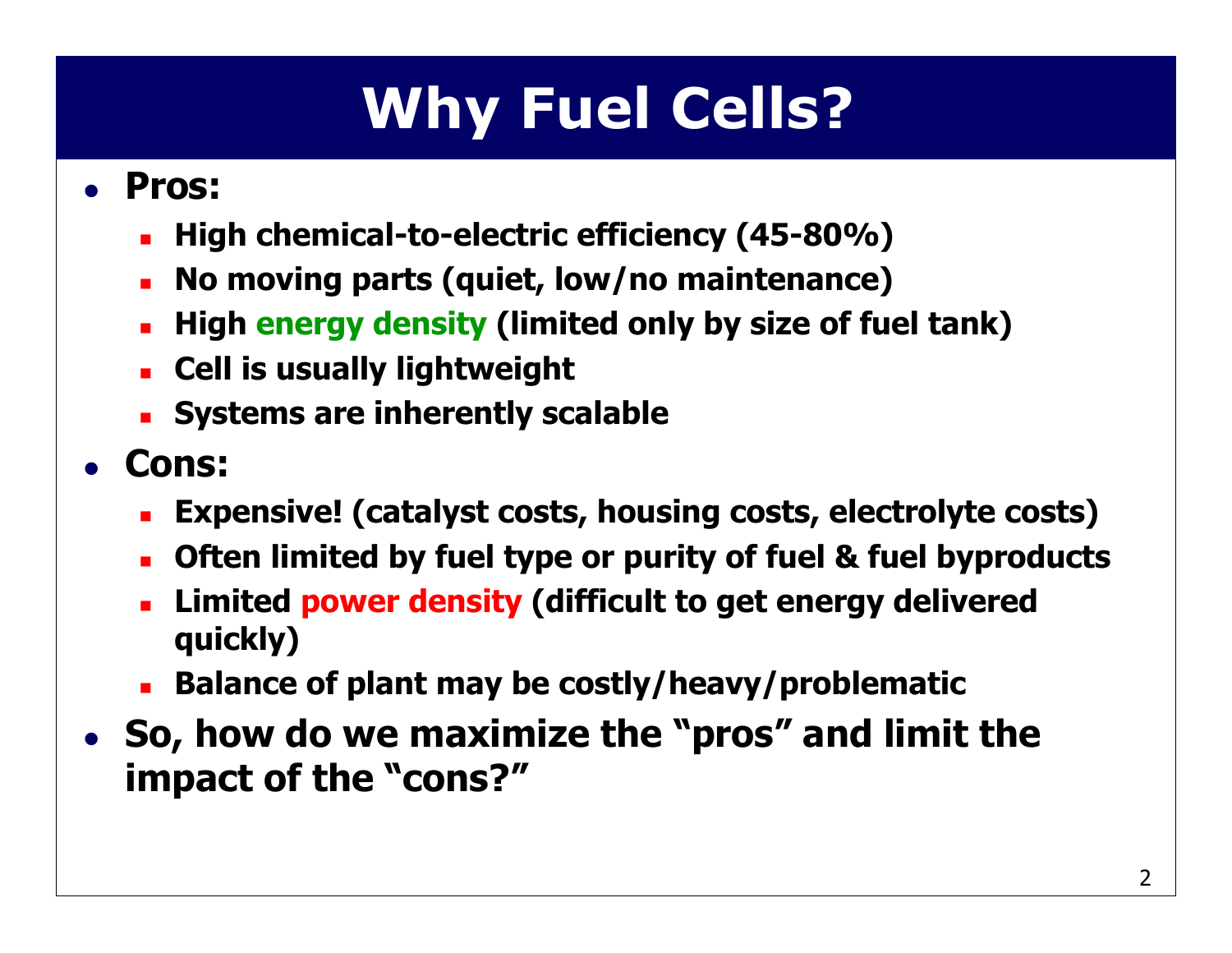# Why Fuel Cells?

- **Pros:**
  - **High chemical-to-electric efficiency (45-80%)**
  - **No moving parts (quiet, low/no maintenance)**
  - **High energy density (limited only by size of fuel tank)**
  - **Cell is usually lightweight**
  - **Systems are inherently scalable**
- **Cons:**
  - **Expensive! (catalyst costs, housing costs, electrolyte costs)**
  - **Often limited by fuel type or purity of fuel & fuel byproducts**
  - **Limited power density (difficult to get energy delivered quickly)**
  - **Balance of plant may be costly/heavy/problematic**
- **So, how do we maximize the "pros" and limit the impact of the "cons?"**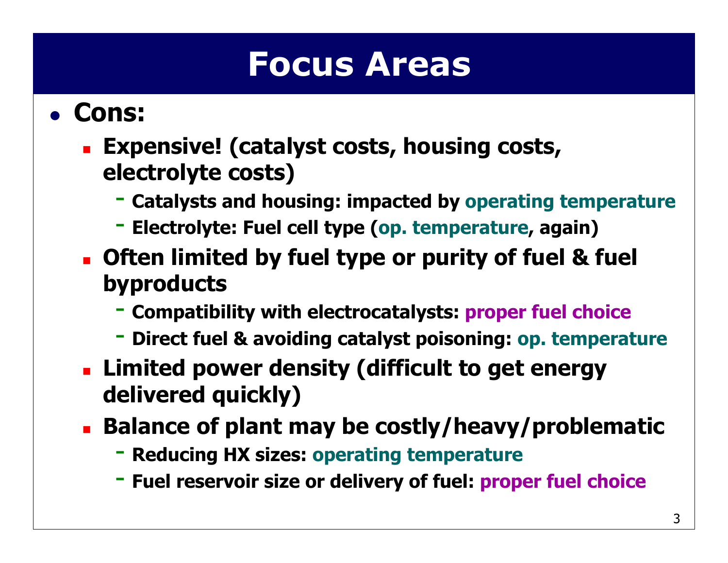# Focus Areas

- **Cons:**
  - **Expensive! (catalyst costs, housing costs, electrolyte costs)**
    - **Catalysts and housing: impacted by operating temperature**
    - **Electrolyte: Fuel cell type (op. temperature, again)**
  - **Often limited by fuel type or purity of fuel & fuel byproducts**
    - **Compatibility with electrocatalysts: proper fuel choice**
    - **Direct fuel & avoiding catalyst poisoning: op. temperature**
  - **Limited power density (difficult to get energy delivered quickly)**
  - **Balance of plant may be costly/heavy/problematic**
    - **Reducing HX sizes: operating temperature**
    - **Fuel reservoir size or delivery of fuel: proper fuel choice**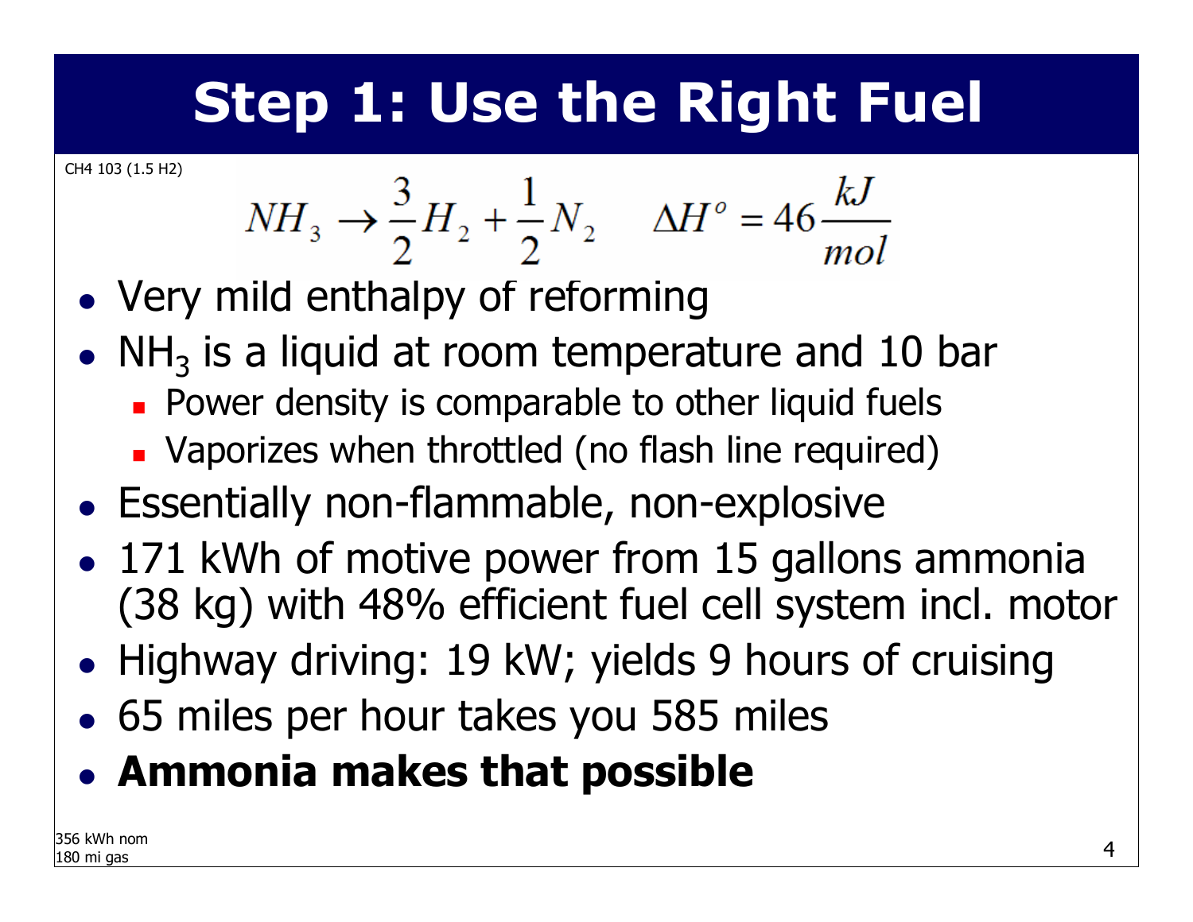# Step 1: Use the Right Fuel

CH4 103 (1.5 H2)

$$NH_3 \rightarrow \frac{3}{2}H_2 + \frac{1}{2}N_2 \qquad \Delta H^o = 46\frac{kJ}{mol}$$

- Very mild enthalpy of reforming
- $NH_3$ is a liquid at room temperature and 10 bar
  - Power density is comparable to other liquid fuels
  - Vaporizes when throttled (no flash line required)
- Essentially non-flammable, non-explosive
- 171 kWh of motive power from 15 gallons ammonia (38 kg) with 48% efficient fuel cell system incl. motor
- Highway driving: 19 kW; yields 9 hours of cruising
- 65 miles per hour takes you 585 miles
- **Ammonia makes that possible**

356 kWh nom
180 mi gas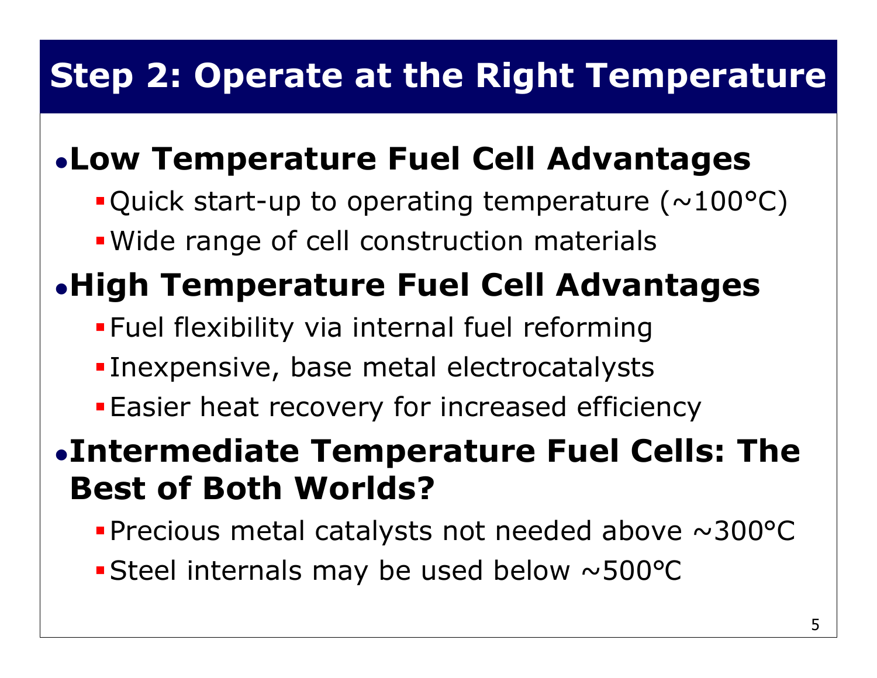# Step 2: Operate at the Right Temperature

- **Low Temperature Fuel Cell Advantages**
  - Quick start-up to operating temperature (~100°C)
  - Wide range of cell construction materials
- **High Temperature Fuel Cell Advantages**
  - Fuel flexibility via internal fuel reforming
  - Inexpensive, base metal electrocatalysts
  - Easier heat recovery for increased efficiency
- **Intermediate Temperature Fuel Cells: The Best of Both Worlds?**
  - Precious metal catalysts not needed above ~300°C
  - Steel internals may be used below ~500°C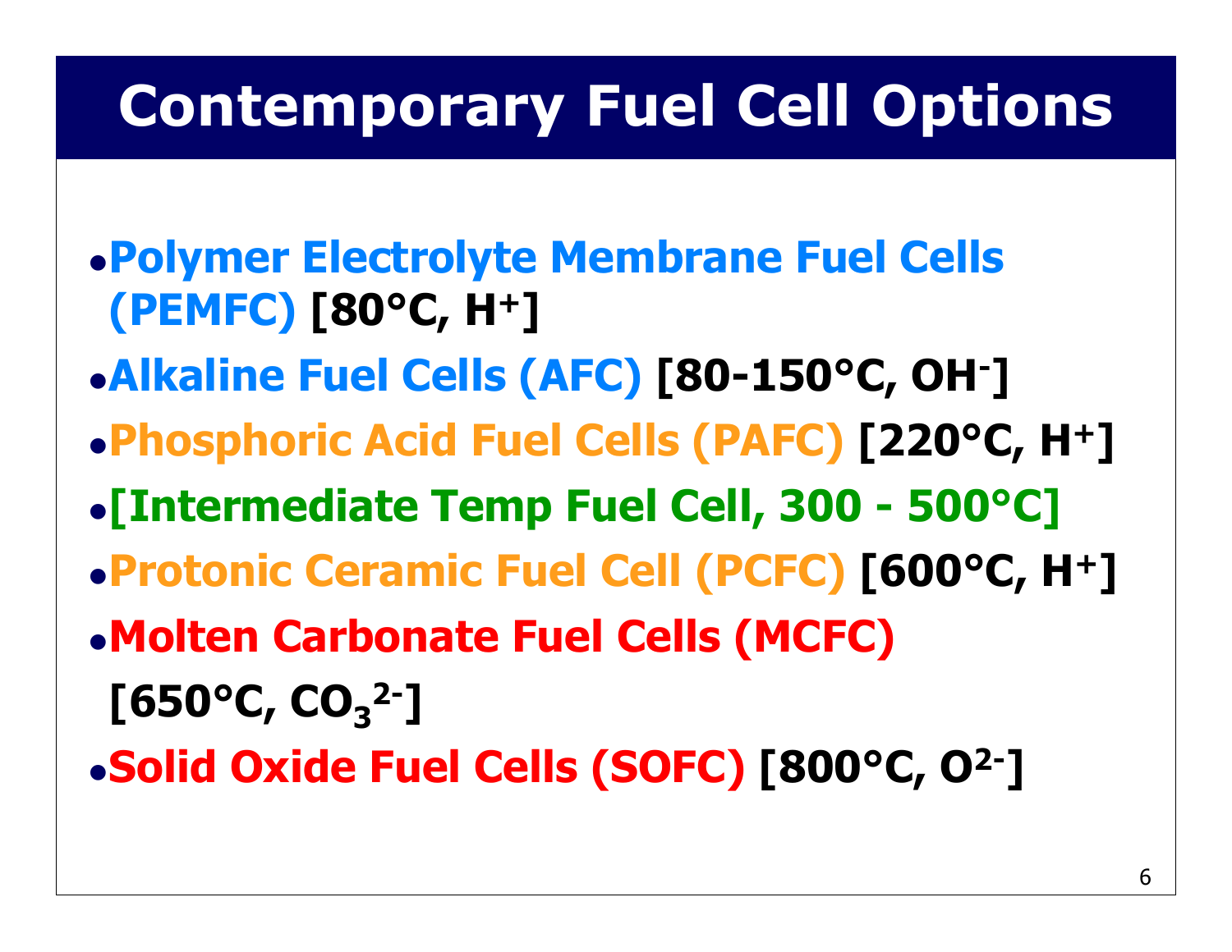# Contemporary Fuel Cell Options

- **Polymer Electrolyte Membrane Fuel Cells (PEMFC) [80°C, $H^+$]**
- **Alkaline Fuel Cells (AFC) [80-150°C, $OH^-$]**
- **Phosphoric Acid Fuel Cells (PAFC) [220°C, $H^+$]**
- **[Intermediate Temp Fuel Cell, 300 - 500°C]**
- **Protonic Ceramic Fuel Cell (PCFC) [600°C, $H^+$]**
- **Molten Carbonate Fuel Cells (MCFC) [650°C, $CO_3^{2-}$]**
- **Solid Oxide Fuel Cells (SOFC) [800°C, $O^{2-}$]**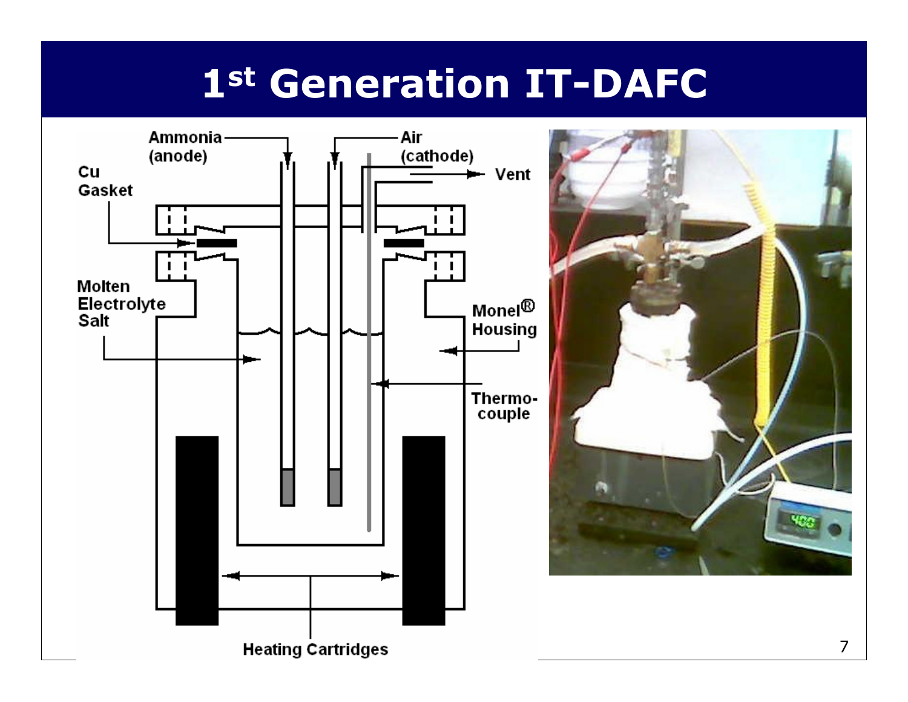# 1st Generation IT-DAFC

Ammonia (anode)

Air (cathode)

Vent

Cu Gasket

Molten Electrolyte Salt

Monel® Housing

Thermo-couple

Heating Cartridges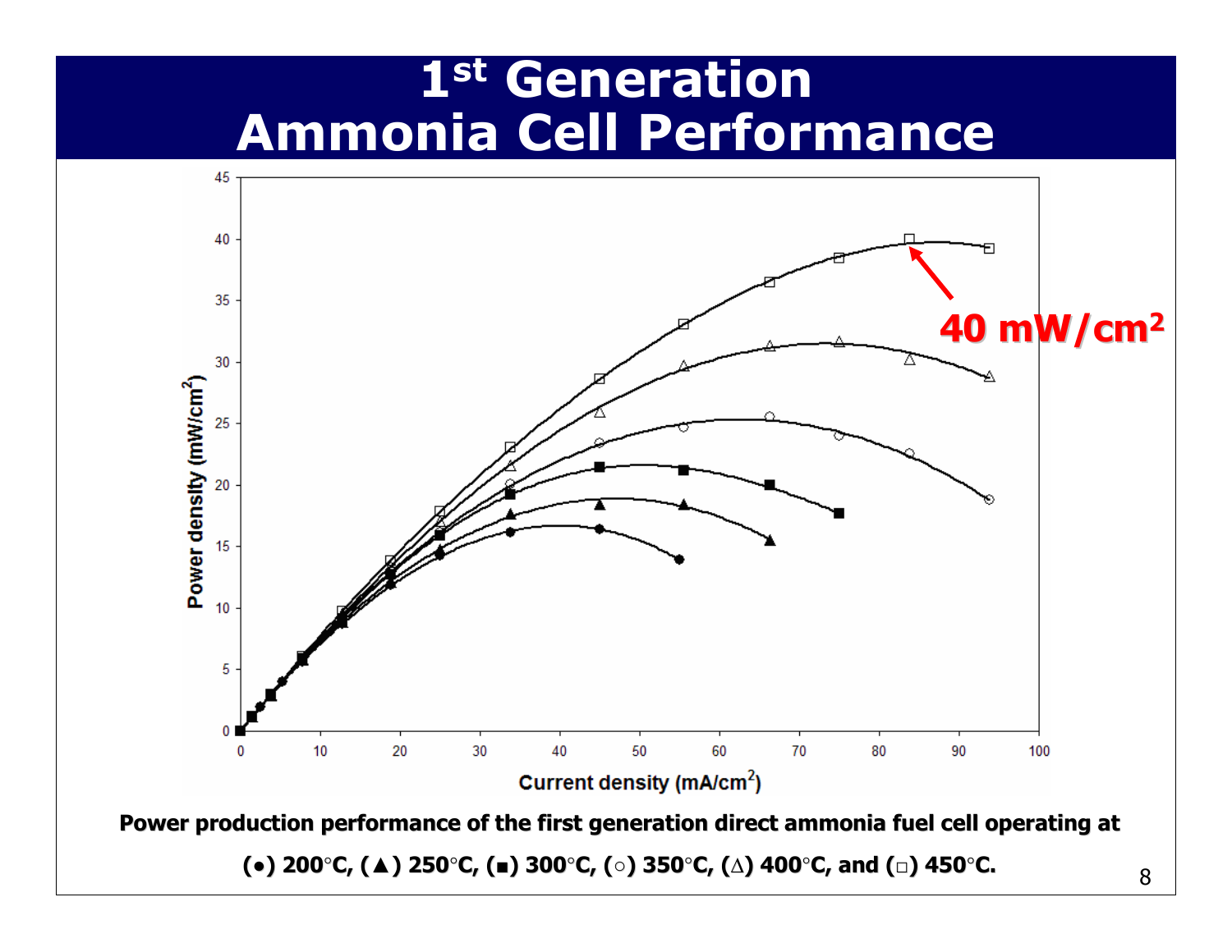# 1st Generation Ammonia Cell Performance

**Power production performance of the first generation direct ammonia fuel cell operating at (●) 200°C, (▲) 250°C, (■) 300°C, (○) 350°C, (△) 400°C, and (□) 450°C.**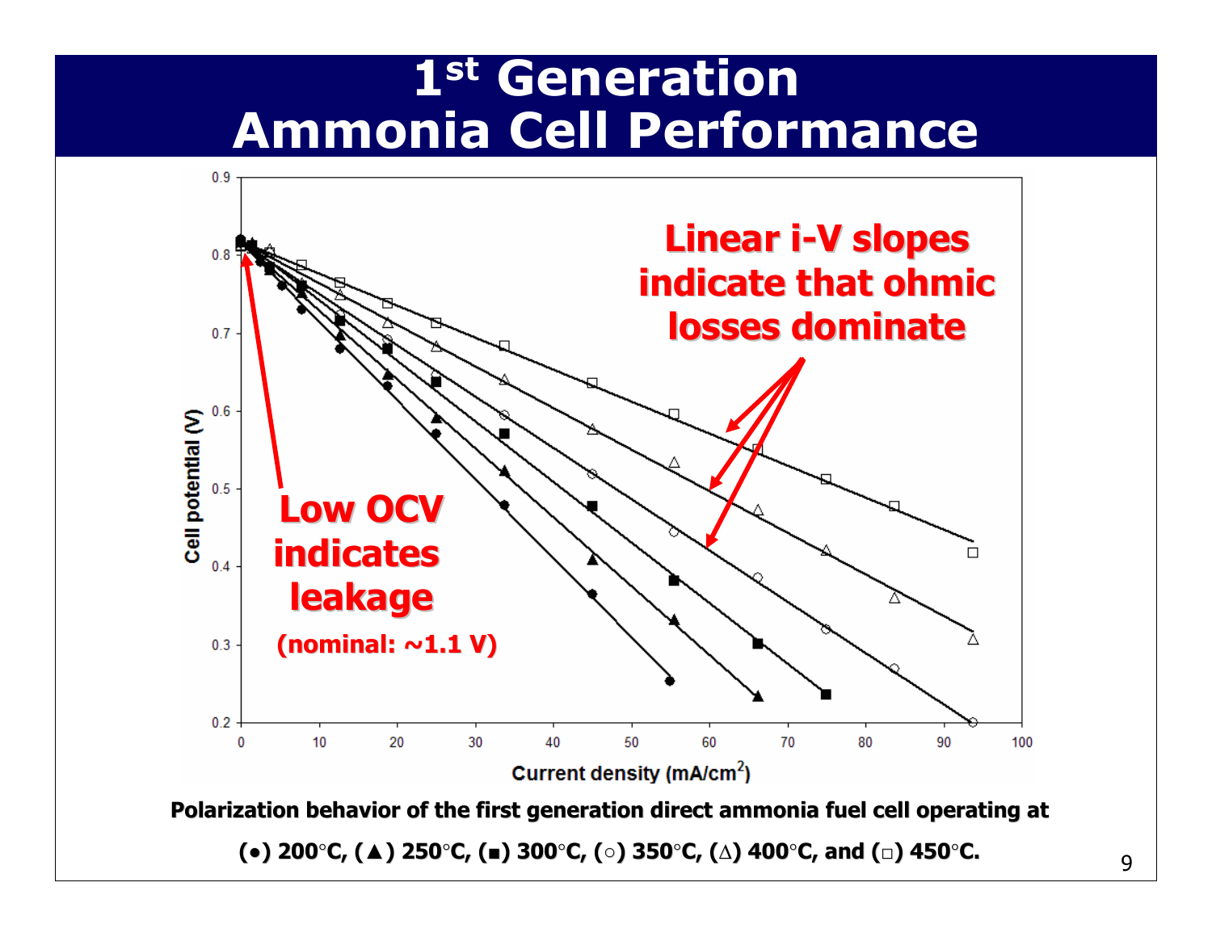# 1st Generation Ammonia Cell Performance

Linear i-V slopes indicate that ohmic losses dominate

Low OCV indicates leakage (nominal: ~1.1 V)

Polarization behavior of the first generation direct ammonia fuel cell operating at (●) 200°C, (▲) 250°C, (■) 300°C, (○) 350°C, (Δ) 400°C, and (□) 450°C.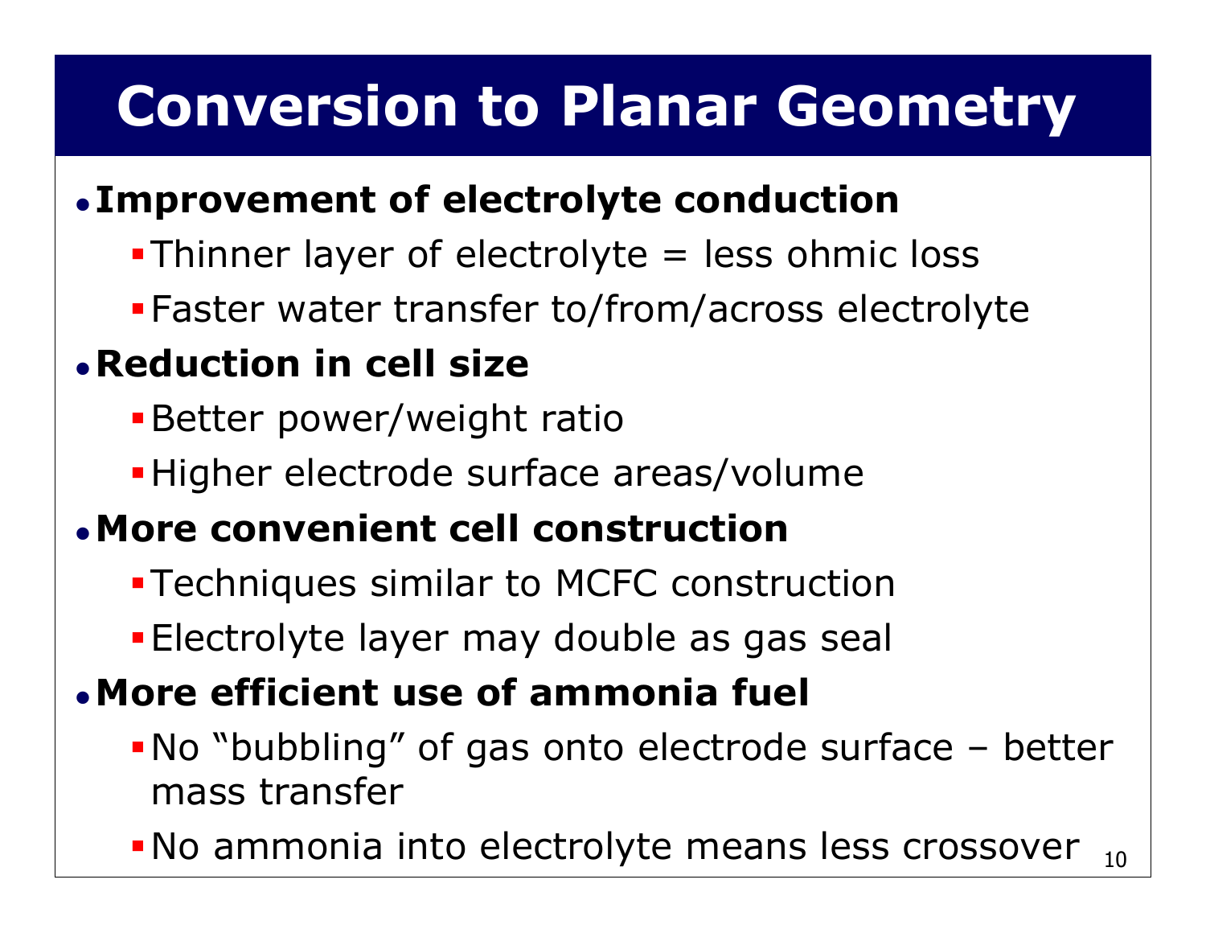# Conversion to Planar Geometry

- **Improvement of electrolyte conduction**
  - Thinner layer of electrolyte = less ohmic loss
  - Faster water transfer to/from/across electrolyte
- **Reduction in cell size**
  - Better power/weight ratio
  - Higher electrode surface areas/volume
- **More convenient cell construction**
  - Techniques similar to MCFC construction
  - Electrolyte layer may double as gas seal
- **More efficient use of ammonia fuel**
  - No "bubbling" of gas onto electrode surface – better mass transfer
  - No ammonia into electrolyte means less crossover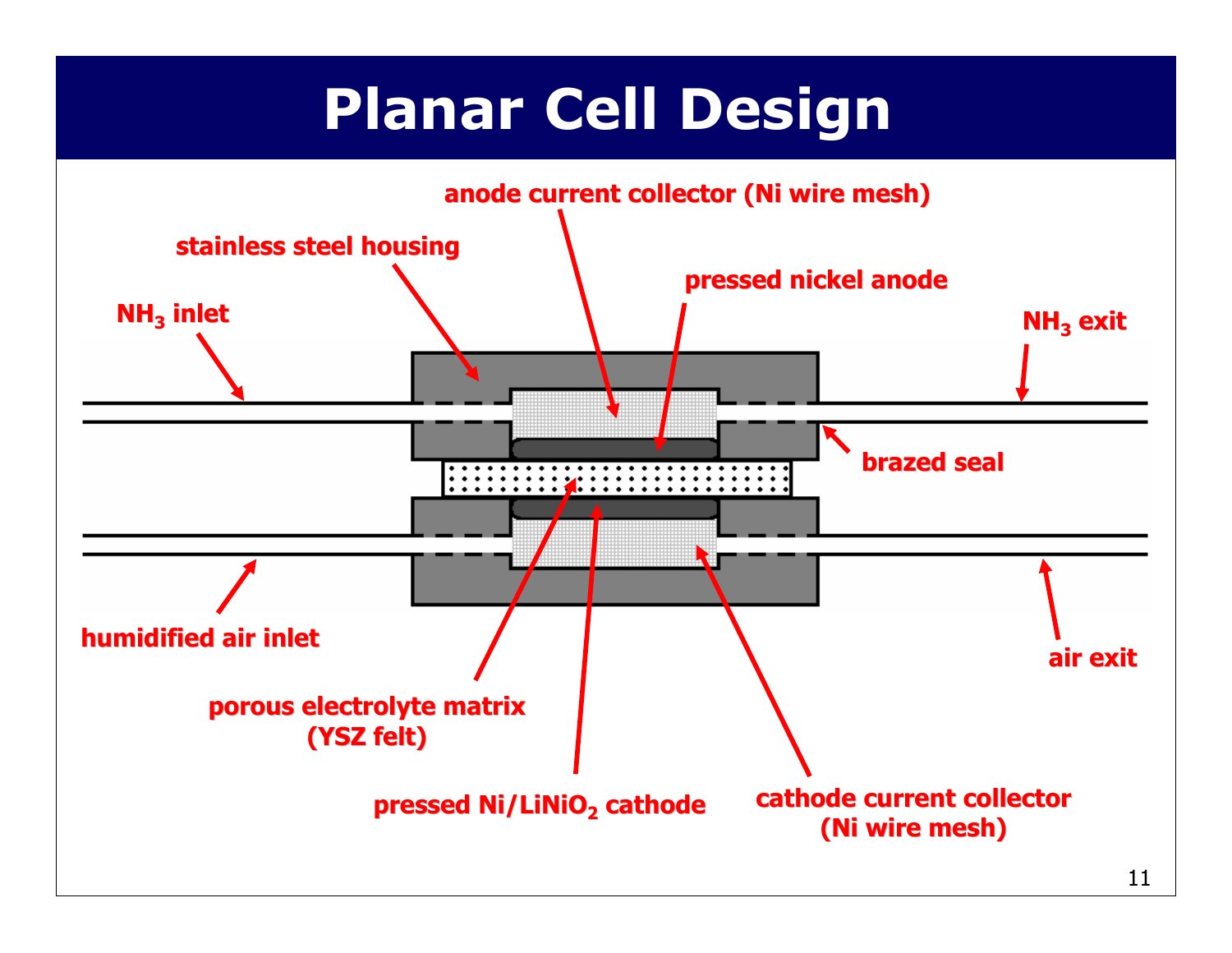# Planar Cell Design

anode current collector (Ni wire mesh)

stainless steel housing

pressed nickel anode

$NH_3$ inlet

$NH_3$ exit

brazed seal

humidified air inlet

air exit

porous electrolyte matrix (YSZ felt)

pressed $Ni/LiNiO_2$ cathode

cathode current collector (Ni wire mesh)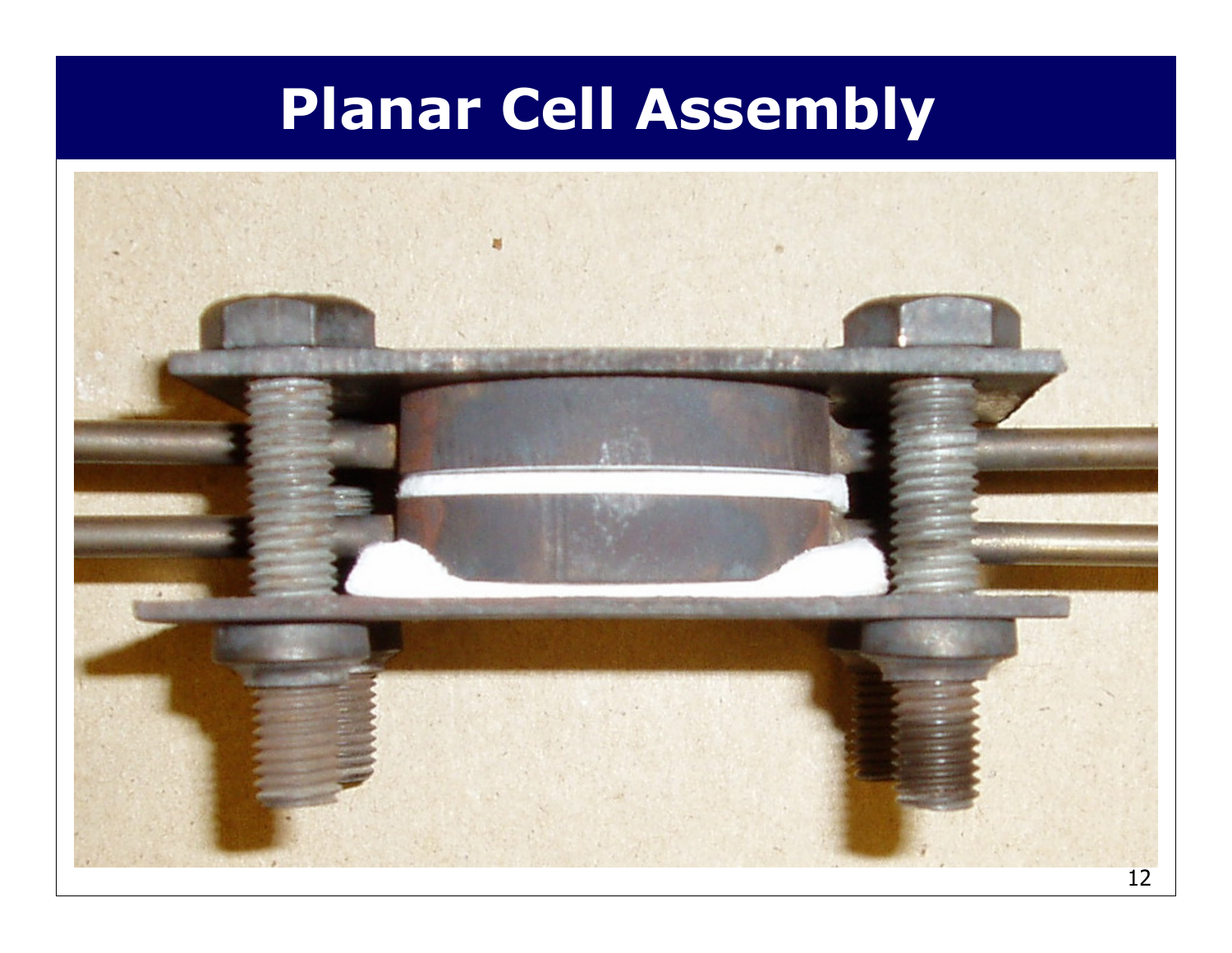# Planar Cell Assembly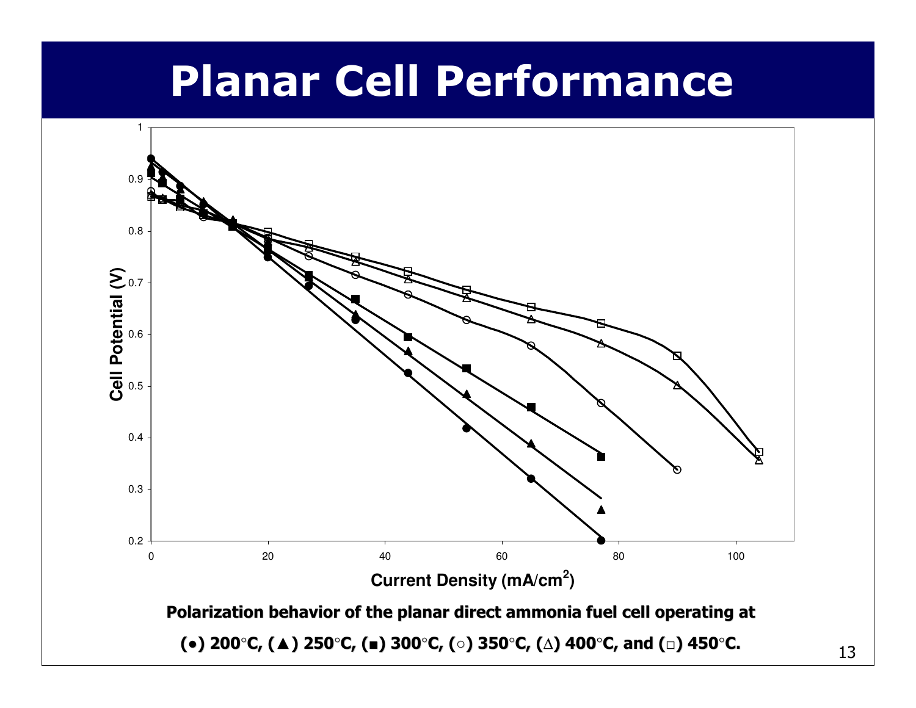# Planar Cell Performance

**Polarization behavior of the planar direct ammonia fuel cell operating at (●) 200°C, (▲) 250°C, (■) 300°C, (○) 350°C, (△) 400°C, and (□) 450°C.**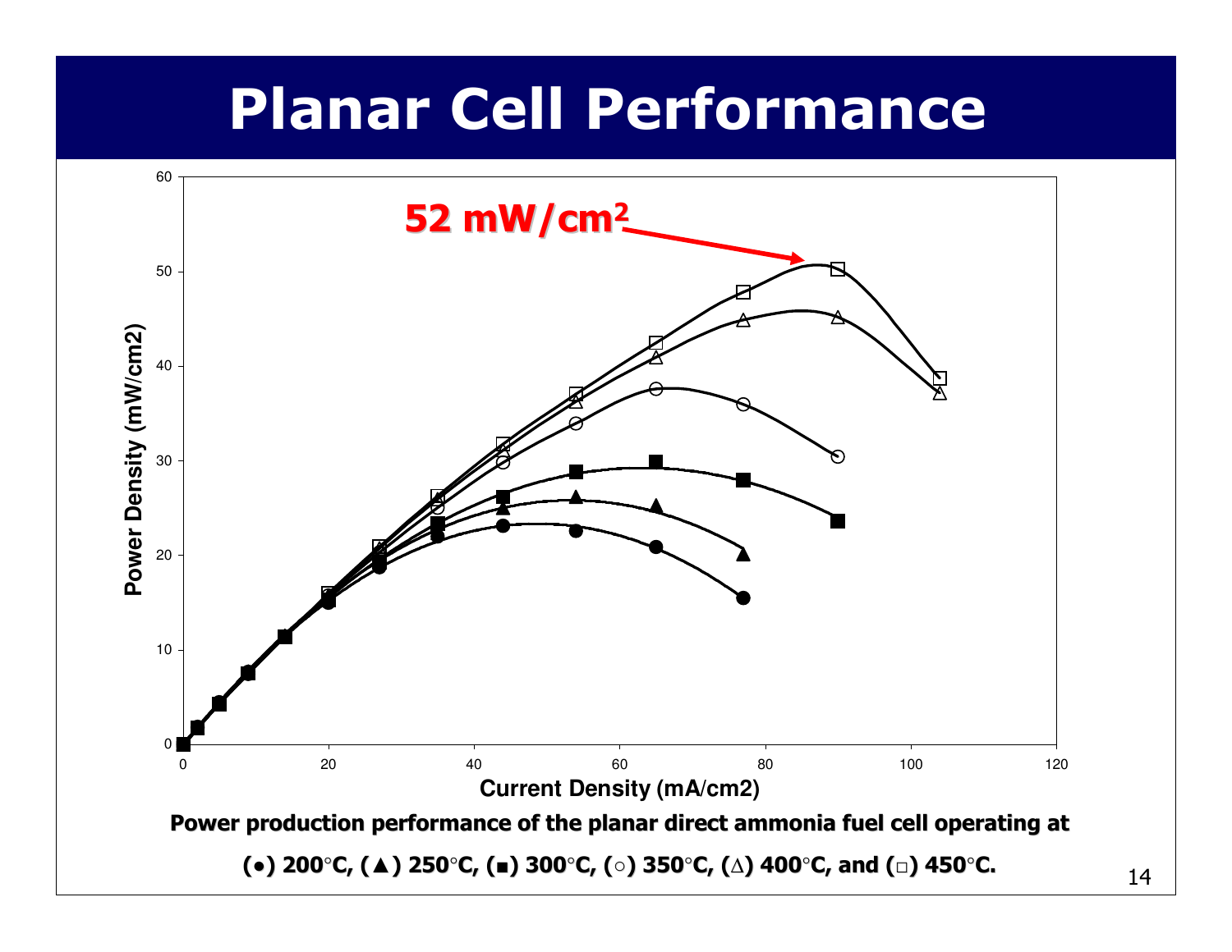# Planar Cell Performance

52 mW/cm²

Power production performance of the planar direct ammonia fuel cell operating at (●) 200°C, (▲) 250°C, (■) 300°C, (○) 350°C, (△) 400°C, and (□) 450°C.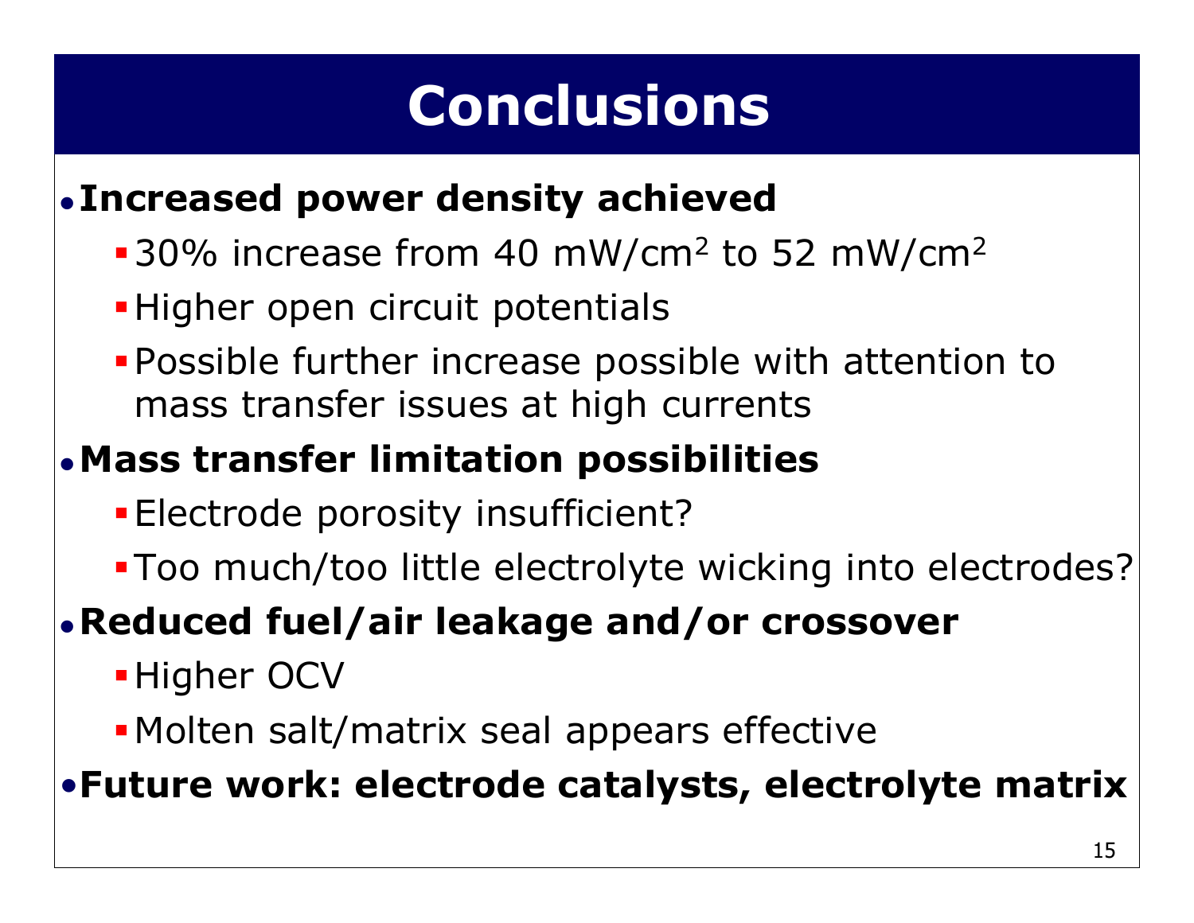# Conclusions

- **Increased power density achieved**
  - 30% increase from 40 mW/cm$^2$ to 52 mW/cm$^2$
  - Higher open circuit potentials
  - Possible further increase possible with attention to mass transfer issues at high currents
- **Mass transfer limitation possibilities**
  - Electrode porosity insufficient?
  - Too much/too little electrolyte wicking into electrodes?
- **Reduced fuel/air leakage and/or crossover**
  - Higher OCV
  - Molten salt/matrix seal appears effective
- **Future work: electrode catalysts, electrolyte matrix**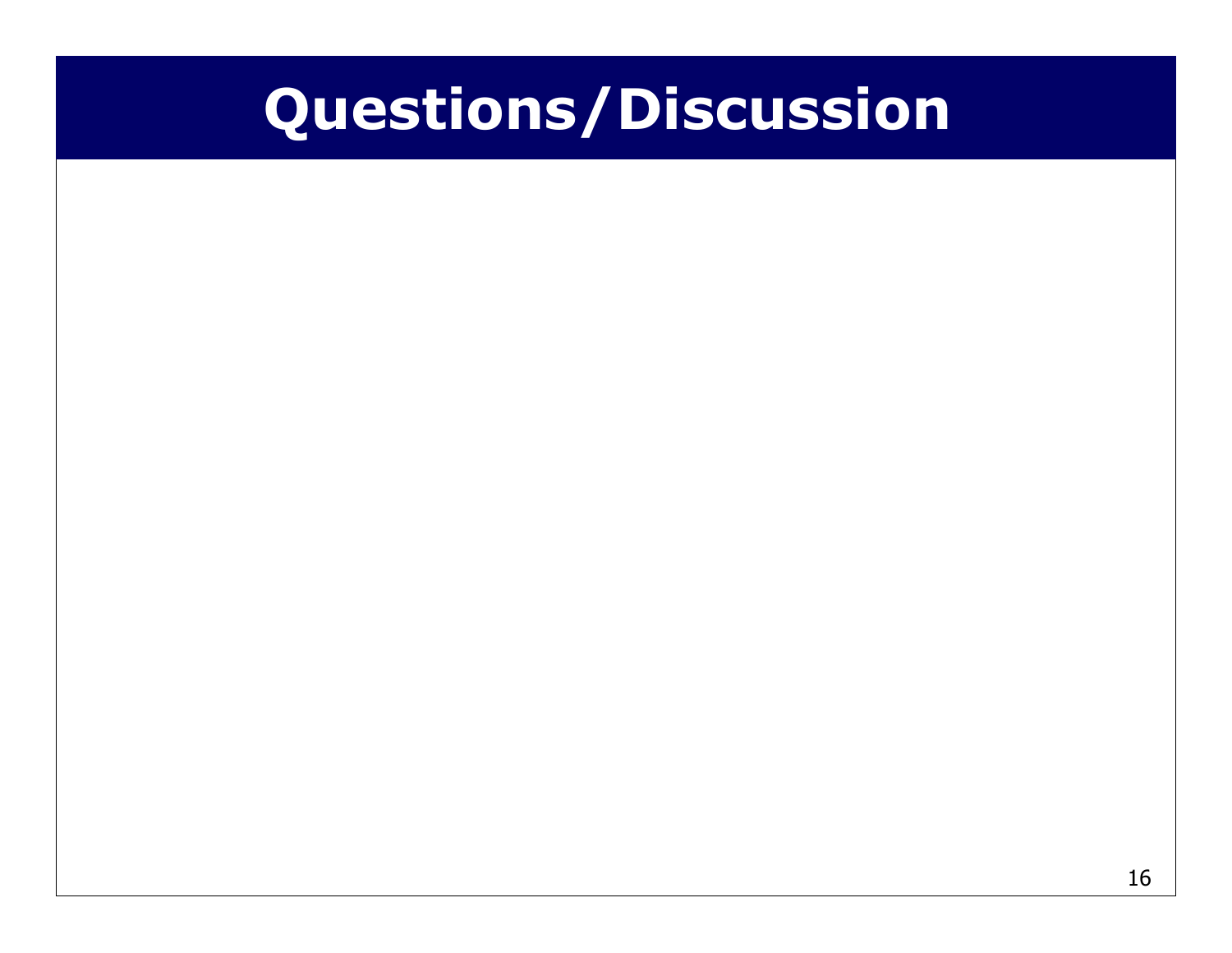# Questions/Discussion